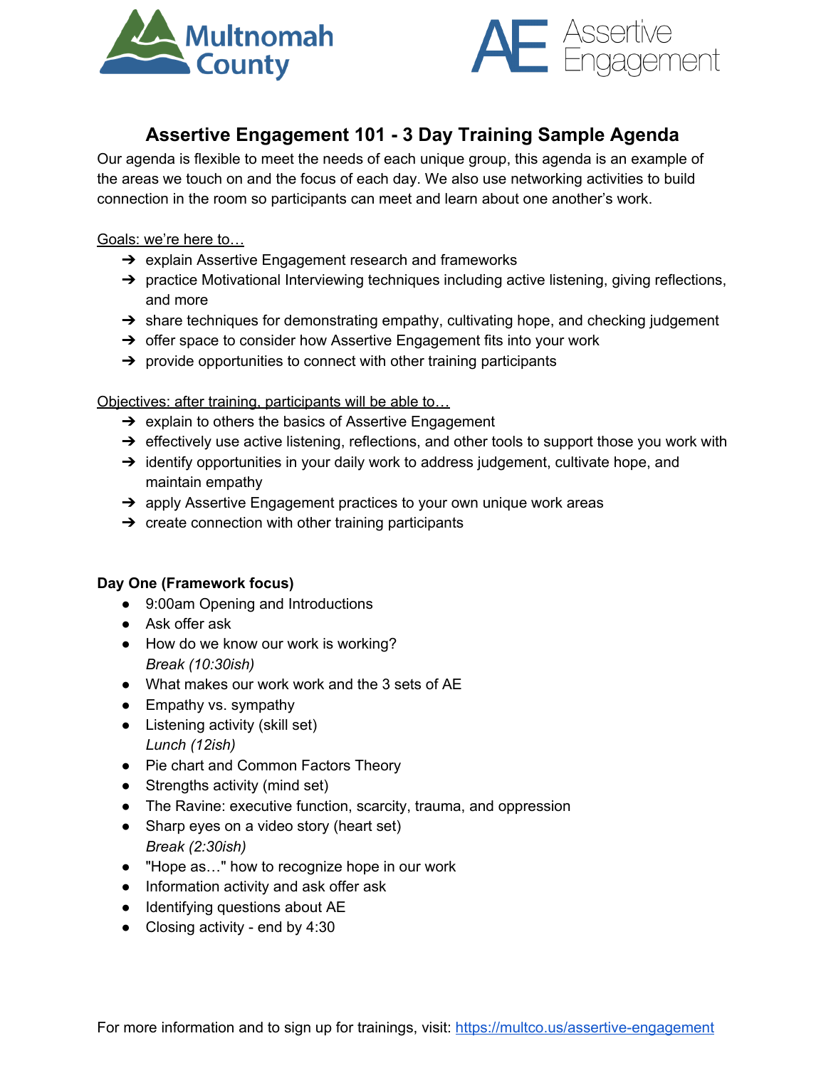Multnomah County

AE Assertive Engagement

# Assertive Engagement 101 - 3 Day Training Sample Agenda

Our agenda is flexible to meet the needs of each unique group, this agenda is an example of the areas we touch on and the focus of each day. We also use networking activities to build connection in the room so participants can meet and learn about one another's work.

Goals: we're here to…

- ➔ explain Assertive Engagement research and frameworks
- ➔ practice Motivational Interviewing techniques including active listening, giving reflections, and more
- ➔ share techniques for demonstrating empathy, cultivating hope, and checking judgement
- ➔ offer space to consider how Assertive Engagement fits into your work
- ➔ provide opportunities to connect with other training participants

Objectives: after training, participants will be able to…

- ➔ explain to others the basics of Assertive Engagement
- ➔ effectively use active listening, reflections, and other tools to support those you work with
- ➔ identify opportunities in your daily work to address judgement, cultivate hope, and maintain empathy
- ➔ apply Assertive Engagement practices to your own unique work areas
- ➔ create connection with other training participants

**Day One (Framework focus)**

- 9:00am Opening and Introductions
- Ask offer ask
- How do we know our work is working?
  *Break (10:30ish)*
- What makes our work work and the 3 sets of AE
- Empathy vs. sympathy
- Listening activity (skill set)
  *Lunch (12ish)*
- Pie chart and Common Factors Theory
- Strengths activity (mind set)
- The Ravine: executive function, scarcity, trauma, and oppression
- Sharp eyes on a video story (heart set)
  *Break (2:30ish)*
- "Hope as…" how to recognize hope in our work
- Information activity and ask offer ask
- Identifying questions about AE
- Closing activity - end by 4:30

For more information and to sign up for trainings, visit: https://multco.us/assertive-engagement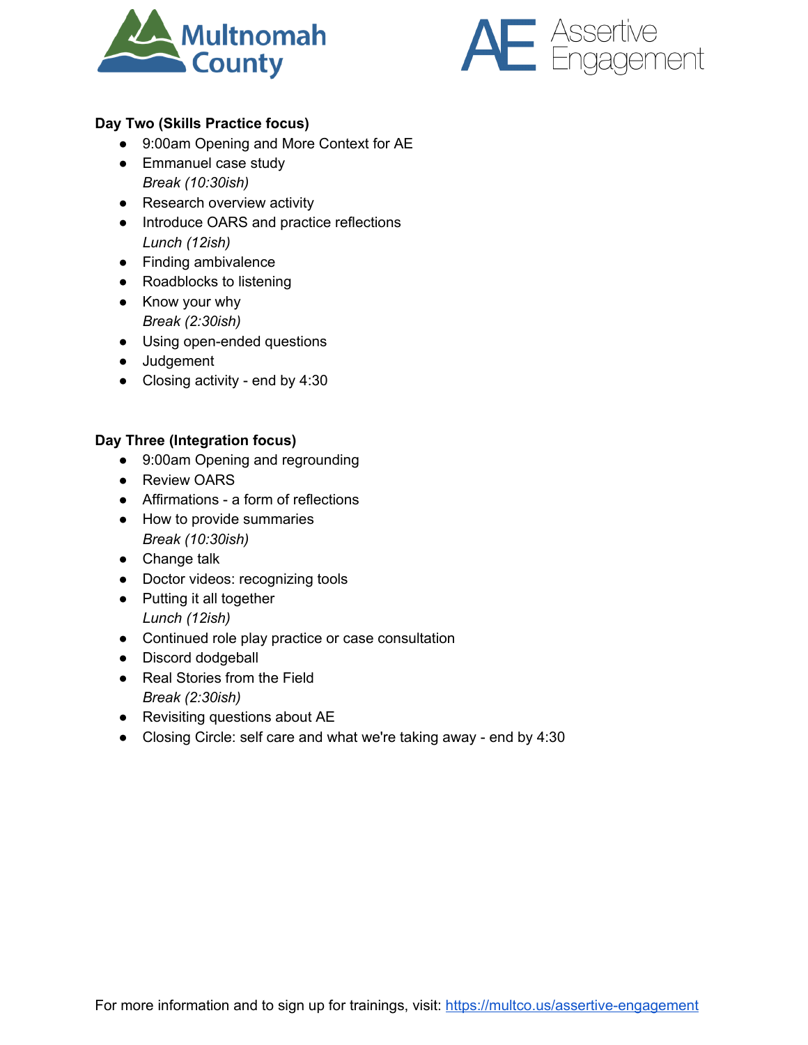**Day Two (Skills Practice focus)**

- 9:00am Opening and More Context for AE
- Emmanuel case study
  *Break (10:30ish)*
- Research overview activity
- Introduce OARS and practice reflections
  *Lunch (12ish)*
- Finding ambivalence
- Roadblocks to listening
- Know your why
  *Break (2:30ish)*
- Using open-ended questions
- Judgement
- Closing activity - end by 4:30

**Day Three (Integration focus)**

- 9:00am Opening and regrounding
- Review OARS
- Affirmations - a form of reflections
- How to provide summaries
  *Break (10:30ish)*
- Change talk
- Doctor videos: recognizing tools
- Putting it all together
  *Lunch (12ish)*
- Continued role play practice or case consultation
- Discord dodgeball
- Real Stories from the Field
  *Break (2:30ish)*
- Revisiting questions about AE
- Closing Circle: self care and what we're taking away - end by 4:30

For more information and to sign up for trainings, visit: [https://multco.us/assertive-engagement](https://multco.us/assertive-engagement)